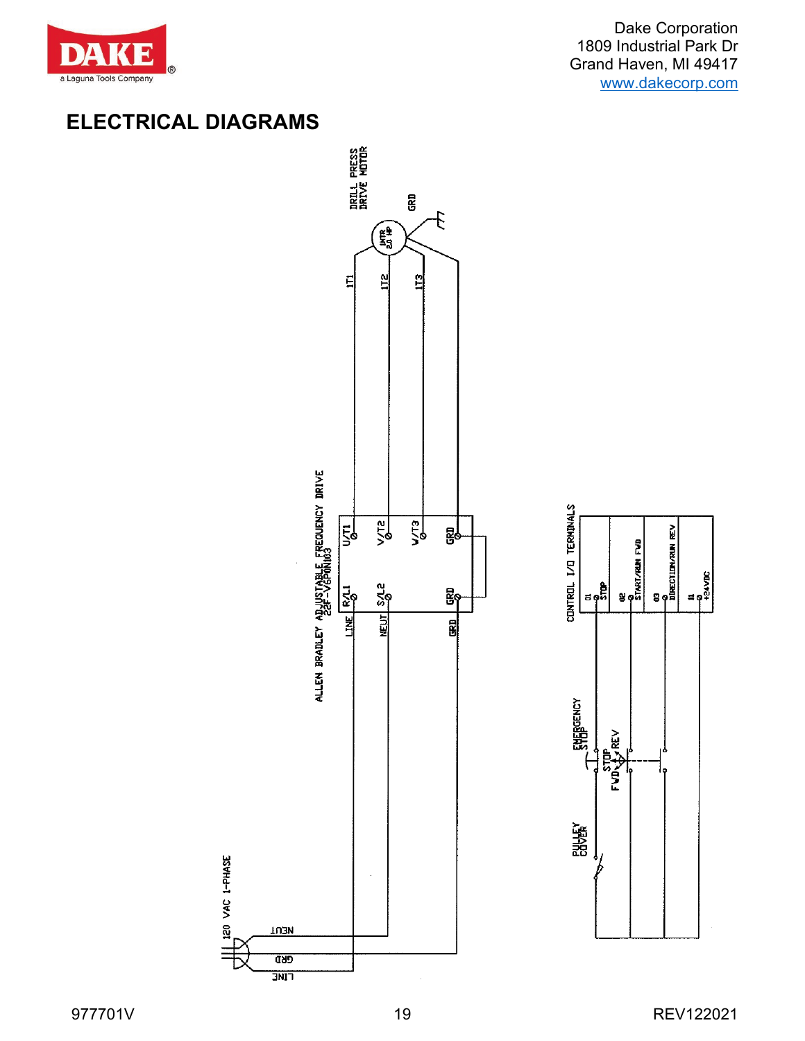Dake Corporation
1809 Industrial Park Dr
Grand Haven, MI 49417
www.dakecorp.com

## ELECTRICAL DIAGRAMS

DRILL PRESS DRIVE MOTOR

MTR 2.0 HP

GRD

1T1 1T2 1T3

ALLEN BRADLEY ADJUSTABLE FREQUENCY DRIVE 22F-V6P0N103

U/T1 V/T2 W/T3 GRD

R/L1 S/L2 GRD

LINE NEUT GRD

CONTROL I/O TERMINALS

01 STOP

02 START/RUN FWD

03 DIRECTION/RUN REV

11 +24VDC

EMERGENCY STOP

STOP FWD REV

PULLEY COVER

120 VAC 1-PHASE

NEUT GRD LINE

977701V

REV122021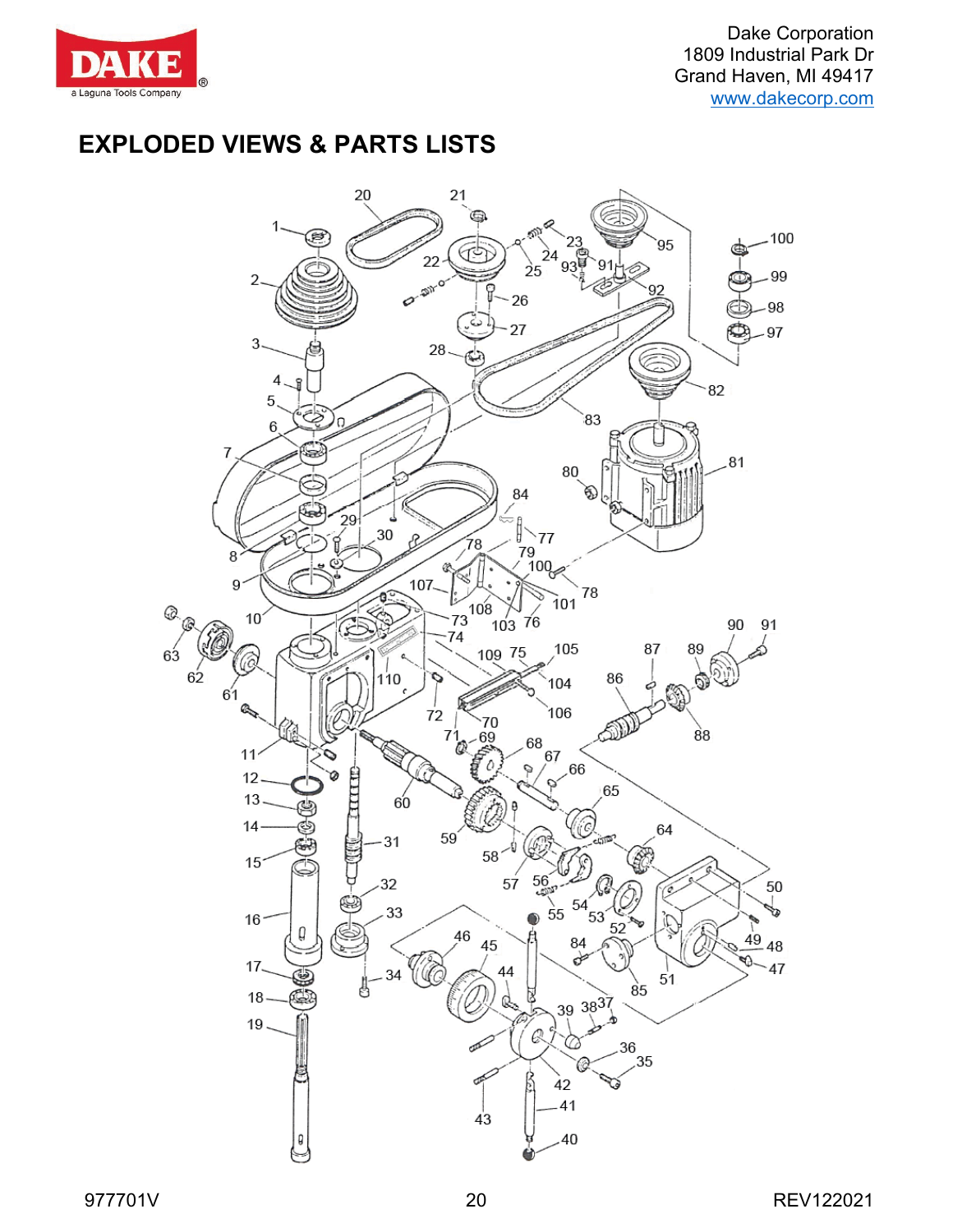# EXPLODED VIEWS & PARTS LISTS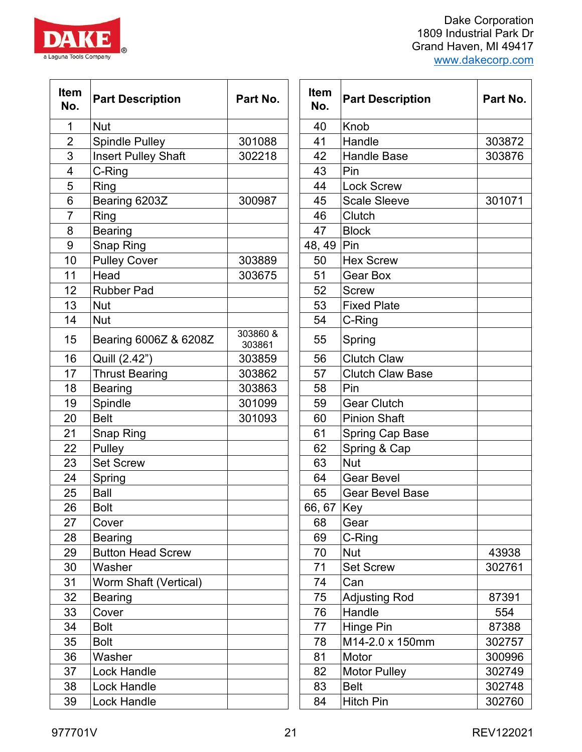Dake Corporation
1809 Industrial Park Dr
Grand Haven, MI 49417
www.dakecorp.com

| Item No. | Part Description | Part No. |
|---|---|---|
| 1 | Nut | |
| 2 | Spindle Pulley | 301088 |
| 3 | Insert Pulley Shaft | 302218 |
| 4 | C-Ring | |
| 5 | Ring | |
| 6 | Bearing 6203Z | 300987 |
| 7 | Ring | |
| 8 | Bearing | |
| 9 | Snap Ring | |
| 10 | Pulley Cover | 303889 |
| 11 | Head | 303675 |
| 12 | Rubber Pad | |
| 13 | Nut | |
| 14 | Nut | |
| 15 | Bearing 6006Z & 6208Z | 303860 & 303861 |
| 16 | Quill (2.42”) | 303859 |
| 17 | Thrust Bearing | 303862 |
| 18 | Bearing | 303863 |
| 19 | Spindle | 301099 |
| 20 | Belt | 301093 |
| 21 | Snap Ring | |
| 22 | Pulley | |
| 23 | Set Screw | |
| 24 | Spring | |
| 25 | Ball | |
| 26 | Bolt | |
| 27 | Cover | |
| 28 | Bearing | |
| 29 | Button Head Screw | |
| 30 | Washer | |
| 31 | Worm Shaft (Vertical) | |
| 32 | Bearing | |
| 33 | Cover | |
| 34 | Bolt | |
| 35 | Bolt | |
| 36 | Washer | |
| 37 | Lock Handle | |
| 38 | Lock Handle | |
| 39 | Lock Handle | |

| Item No. | Part Description | Part No. |
|---|---|---|
| 40 | Knob | |
| 41 | Handle | 303872 |
| 42 | Handle Base | 303876 |
| 43 | Pin | |
| 44 | Lock Screw | |
| 45 | Scale Sleeve | 301071 |
| 46 | Clutch | |
| 47 | Block | |
| 48, 49 | Pin | |
| 50 | Hex Screw | |
| 51 | Gear Box | |
| 52 | Screw | |
| 53 | Fixed Plate | |
| 54 | C-Ring | |
| 55 | Spring | |
| 56 | Clutch Claw | |
| 57 | Clutch Claw Base | |
| 58 | Pin | |
| 59 | Gear Clutch | |
| 60 | Pinion Shaft | |
| 61 | Spring Cap Base | |
| 62 | Spring & Cap | |
| 63 | Nut | |
| 64 | Gear Bevel | |
| 65 | Gear Bevel Base | |
| 66, 67 | Key | |
| 68 | Gear | |
| 69 | C-Ring | |
| 70 | Nut | 43938 |
| 71 | Set Screw | 302761 |
| 74 | Can | |
| 75 | Adjusting Rod | 87391 |
| 76 | Handle | 554 |
| 77 | Hinge Pin | 87388 |
| 78 | M14-2.0 x 150mm | 302757 |
| 81 | Motor | 300996 |
| 82 | Motor Pulley | 302749 |
| 83 | Belt | 302748 |
| 84 | Hitch Pin | 302760 |

977701V REV122021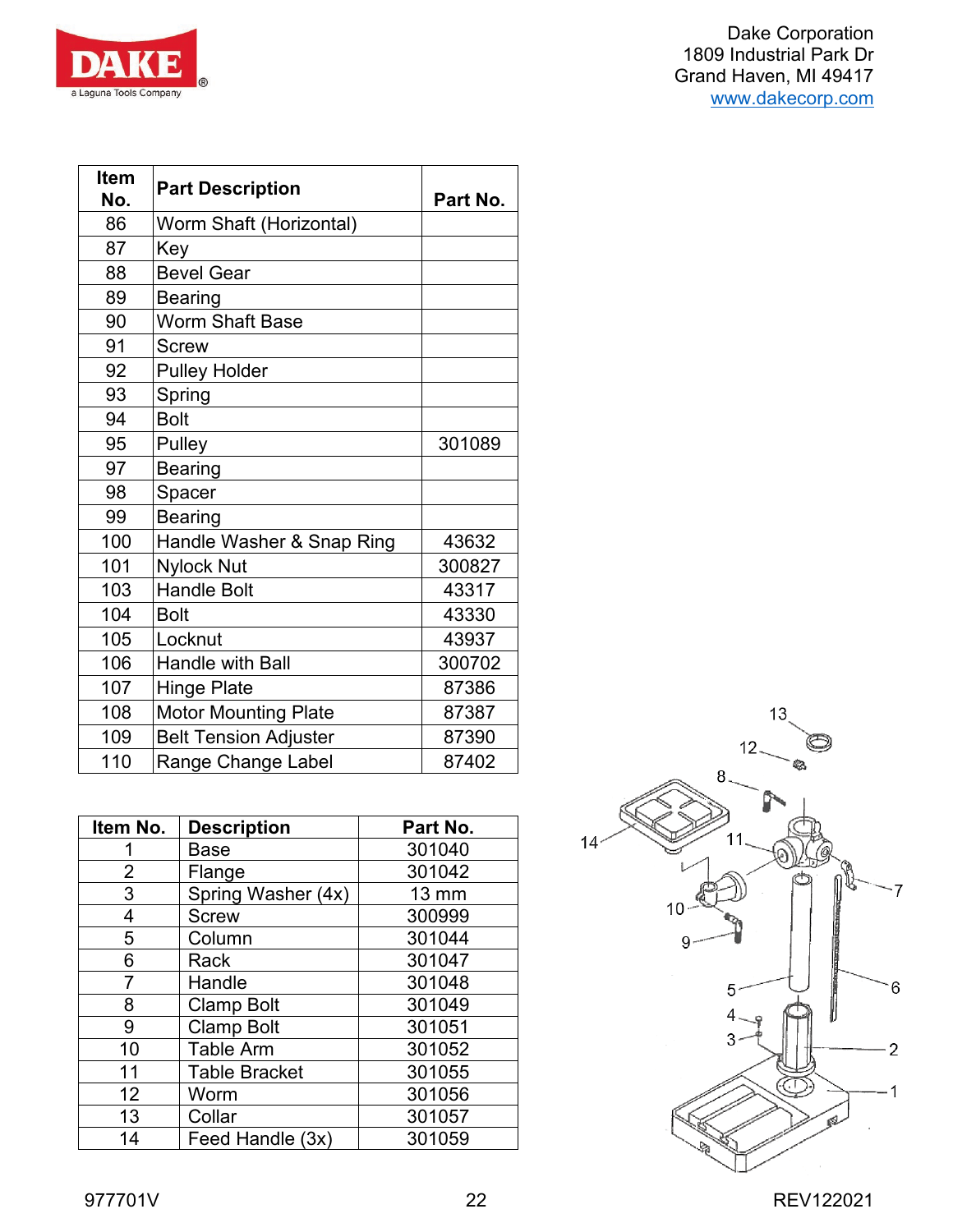| Item No. | Part Description | Part No. |
|---|---|---|
| 86 | Worm Shaft (Horizontal) | |
| 87 | Key | |
| 88 | Bevel Gear | |
| 89 | Bearing | |
| 90 | Worm Shaft Base | |
| 91 | Screw | |
| 92 | Pulley Holder | |
| 93 | Spring | |
| 94 | Bolt | |
| 95 | Pulley | 301089 |
| 97 | Bearing | |
| 98 | Spacer | |
| 99 | Bearing | |
| 100 | Handle Washer & Snap Ring | 43632 |
| 101 | Nylock Nut | 300827 |
| 103 | Handle Bolt | 43317 |
| 104 | Bolt | 43330 |
| 105 | Locknut | 43937 |
| 106 | Handle with Ball | 300702 |
| 107 | Hinge Plate | 87386 |
| 108 | Motor Mounting Plate | 87387 |
| 109 | Belt Tension Adjuster | 87390 |
| 110 | Range Change Label | 87402 |

| Item No. | Description | Part No. |
|---|---|---|
| 1 | Base | 301040 |
| 2 | Flange | 301042 |
| 3 | Spring Washer (4x) | 13 mm |
| 4 | Screw | 300999 |
| 5 | Column | 301044 |
| 6 | Rack | 301047 |
| 7 | Handle | 301048 |
| 8 | Clamp Bolt | 301049 |
| 9 | Clamp Bolt | 301051 |
| 10 | Table Arm | 301052 |
| 11 | Table Bracket | 301055 |
| 12 | Worm | 301056 |
| 13 | Collar | 301057 |
| 14 | Feed Handle (3x) | 301059 |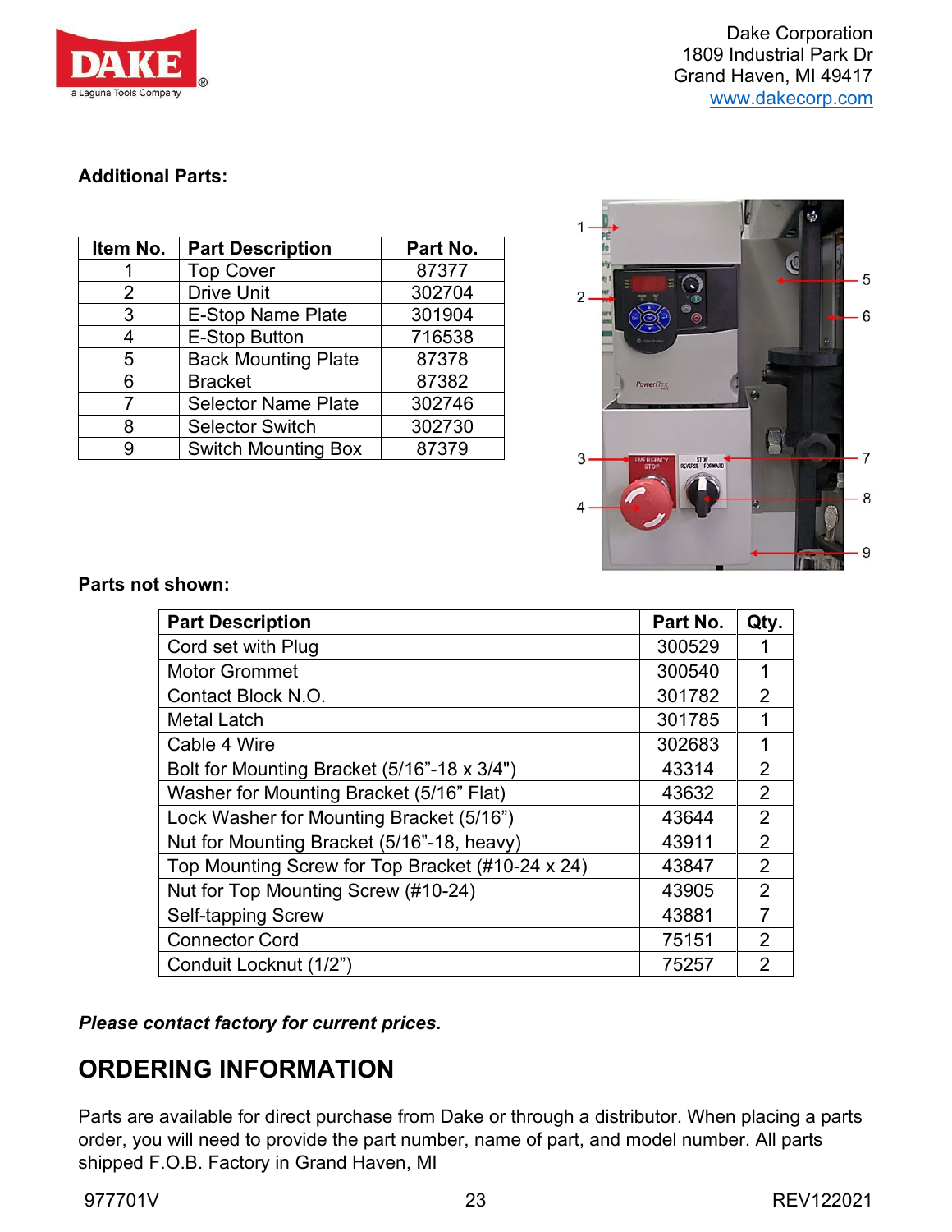**Additional Parts:**

| Item No. | Part Description | Part No. |
|---|---|---|
| 1 | Top Cover | 87377 |
| 2 | Drive Unit | 302704 |
| 3 | E-Stop Name Plate | 301904 |
| 4 | E-Stop Button | 716538 |
| 5 | Back Mounting Plate | 87378 |
| 6 | Bracket | 87382 |
| 7 | Selector Name Plate | 302746 |
| 8 | Selector Switch | 302730 |
| 9 | Switch Mounting Box | 87379 |

**Parts not shown:**

| Part Description | Part No. | Qty. |
|---|---|---|
| Cord set with Plug | 300529 | 1 |
| Motor Grommet | 300540 | 1 |
| Contact Block N.O. | 301782 | 2 |
| Metal Latch | 301785 | 1 |
| Cable 4 Wire | 302683 | 1 |
| Bolt for Mounting Bracket (5/16”-18 x 3/4") | 43314 | 2 |
| Washer for Mounting Bracket (5/16” Flat) | 43632 | 2 |
| Lock Washer for Mounting Bracket (5/16”) | 43644 | 2 |
| Nut for Mounting Bracket (5/16”-18, heavy) | 43911 | 2 |
| Top Mounting Screw for Top Bracket (#10-24 x 24) | 43847 | 2 |
| Nut for Top Mounting Screw (#10-24) | 43905 | 2 |
| Self-tapping Screw | 43881 | 7 |
| Connector Cord | 75151 | 2 |
| Conduit Locknut (1/2”) | 75257 | 2 |

***Please contact factory for current prices.***

## ORDERING INFORMATION

Parts are available for direct purchase from Dake or through a distributor. When placing a parts order, you will need to provide the part number, name of part, and model number. All parts shipped F.O.B. Factory in Grand Haven, MI